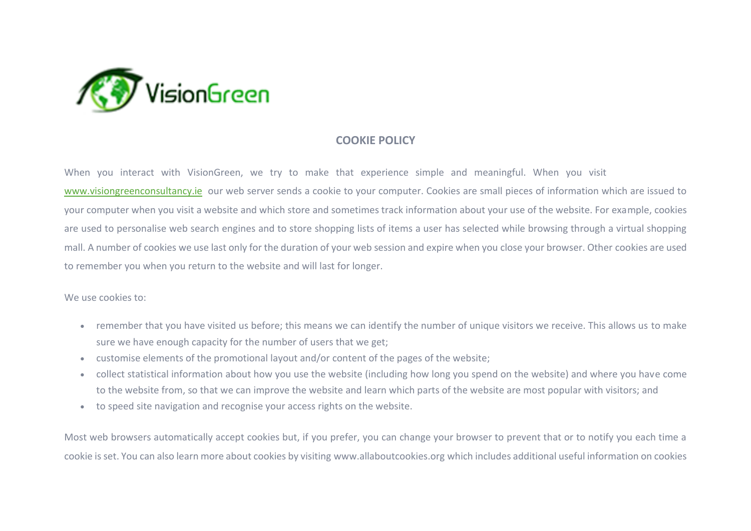# COOKIE POLICY

When you interact with VisionGreen, we try to make that experience simple and meaningful. When you visit www.visiongreenconsultancy.ie our web server sends a cookie to your computer. Cookies are small pieces of information which are issued to your computer when you visit a website and which store and sometimes track information about your use of the website. For example, cookies are used to personalise web search engines and to store shopping lists of items a user has selected while browsing through a virtual shopping mall. A number of cookies we use last only for the duration of your web session and expire when you close your browser. Other cookies are used to remember you when you return to the website and will last for longer.

We use cookies to:

- remember that you have visited us before; this means we can identify the number of unique visitors we receive. This allows us to make sure we have enough capacity for the number of users that we get;
- customise elements of the promotional layout and/or content of the pages of the website;
- collect statistical information about how you use the website (including how long you spend on the website) and where you have come to the website from, so that we can improve the website and learn which parts of the website are most popular with visitors; and
- to speed site navigation and recognise your access rights on the website.

Most web browsers automatically accept cookies but, if you prefer, you can change your browser to prevent that or to notify you each time a cookie is set. You can also learn more about cookies by visiting www.allaboutcookies.org which includes additional useful information on cookies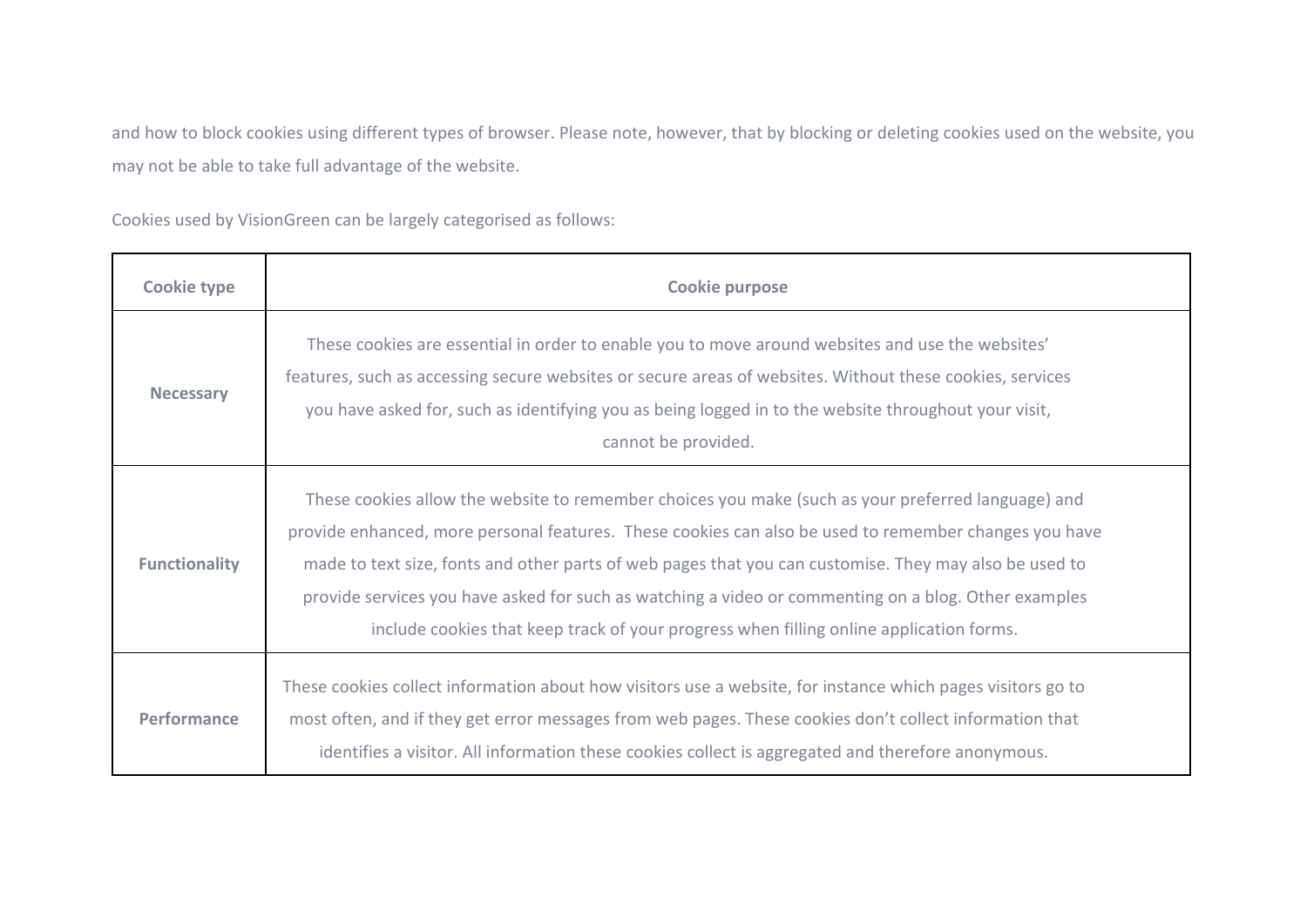and how to block cookies using different types of browser. Please note, however, that by blocking or deleting cookies used on the website, you may not be able to take full advantage of the website.

Cookies used by VisionGreen can be largely categorised as follows:

| **Cookie type** | **Cookie purpose** |
| --- | --- |
| **Necessary** | These cookies are essential in order to enable you to move around websites and use the websites' features, such as accessing secure websites or secure areas of websites. Without these cookies, services you have asked for, such as identifying you as being logged in to the website throughout your visit, cannot be provided. |
| **Functionality** | These cookies allow the website to remember choices you make (such as your preferred language) and provide enhanced, more personal features. These cookies can also be used to remember changes you have made to text size, fonts and other parts of web pages that you can customise. They may also be used to provide services you have asked for such as watching a video or commenting on a blog. Other examples include cookies that keep track of your progress when filling online application forms. |
| **Performance** | These cookies collect information about how visitors use a website, for instance which pages visitors go to most often, and if they get error messages from web pages. These cookies don't collect information that identifies a visitor. All information these cookies collect is aggregated and therefore anonymous. |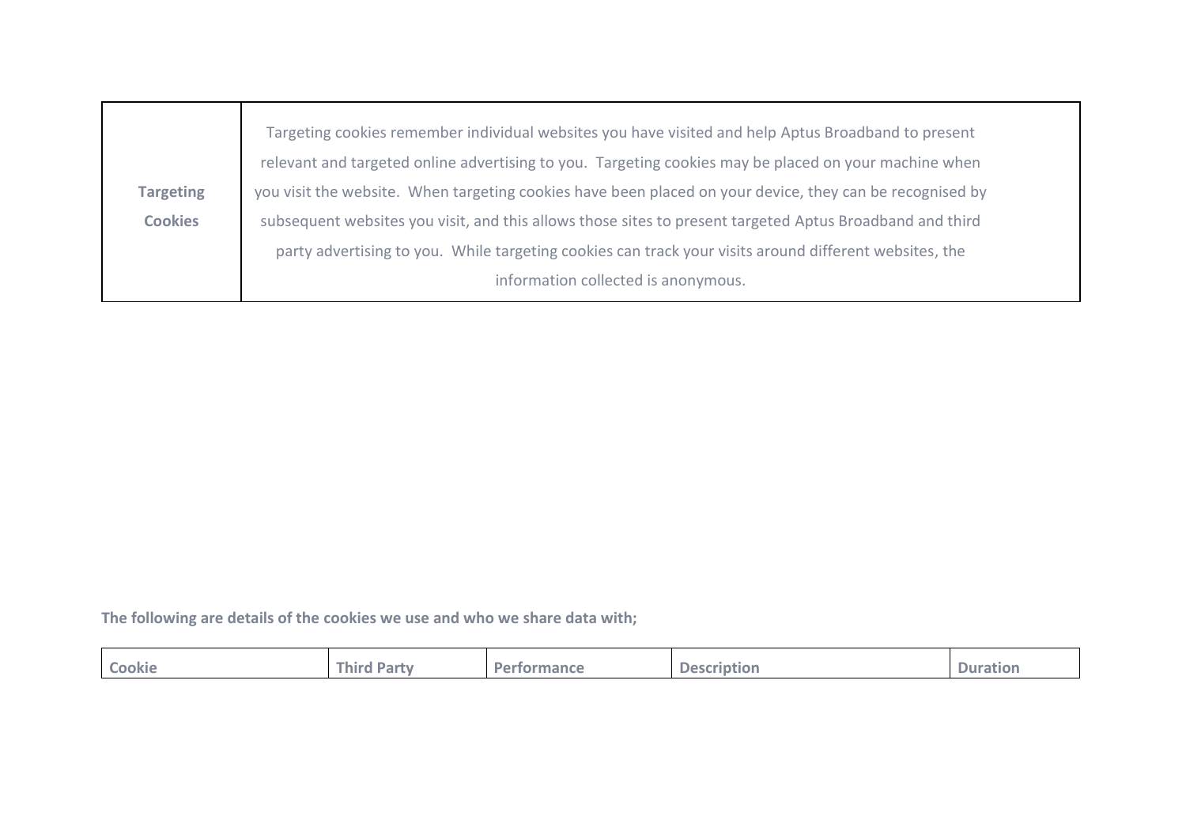| **Targeting Cookies** | Targeting cookies remember individual websites you have visited and help Aptus Broadband to present relevant and targeted online advertising to you. Targeting cookies may be placed on your machine when you visit the website. When targeting cookies have been placed on your device, they can be recognised by subsequent websites you visit, and this allows those sites to present targeted Aptus Broadband and third party advertising to you. While targeting cookies can track your visits around different websites, the information collected is anonymous. |
|---|---|

**The following are details of the cookies we use and who we share data with;**

| Cookie | Third Party | Performance | Description | Duration |
|---|---|---|---|---|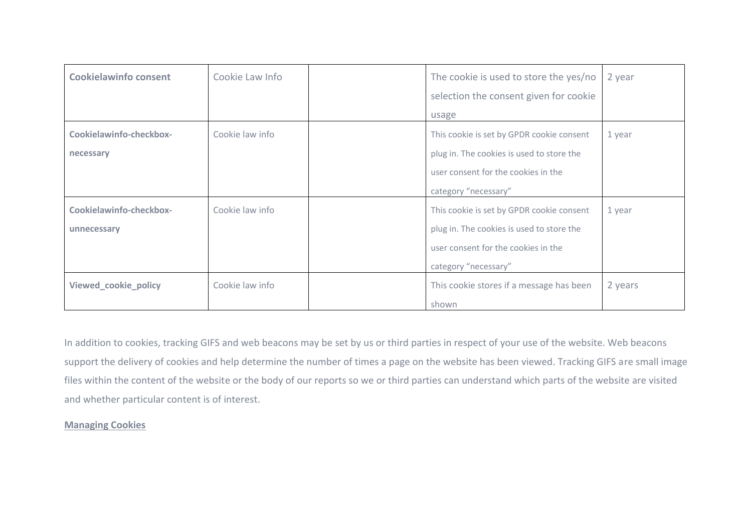| **Cookielawinfo consent** | Cookie Law Info | | The cookie is used to store the yes/no selection the consent given for cookie usage | 2 year |
|---|---|---|---|---|
| **Cookielawinfo-checkbox-necessary** | Cookie law info | | This cookie is set by GPDR cookie consent plug in. The cookies is used to store the user consent for the cookies in the category “necessary” | 1 year |
| **Cookielawinfo-checkbox-unnecessary** | Cookie law info | | This cookie is set by GPDR cookie consent plug in. The cookies is used to store the user consent for the cookies in the category “necessary” | 1 year |
| **Viewed_cookie_policy** | Cookie law info | | This cookie stores if a message has been shown | 2 years |

In addition to cookies, tracking GIFS and web beacons may be set by us or third parties in respect of your use of the website. Web beacons support the delivery of cookies and help determine the number of times a page on the website has been viewed. Tracking GIFS are small image files within the content of the website or the body of our reports so we or third parties can understand which parts of the website are visited and whether particular content is of interest.

**Managing Cookies**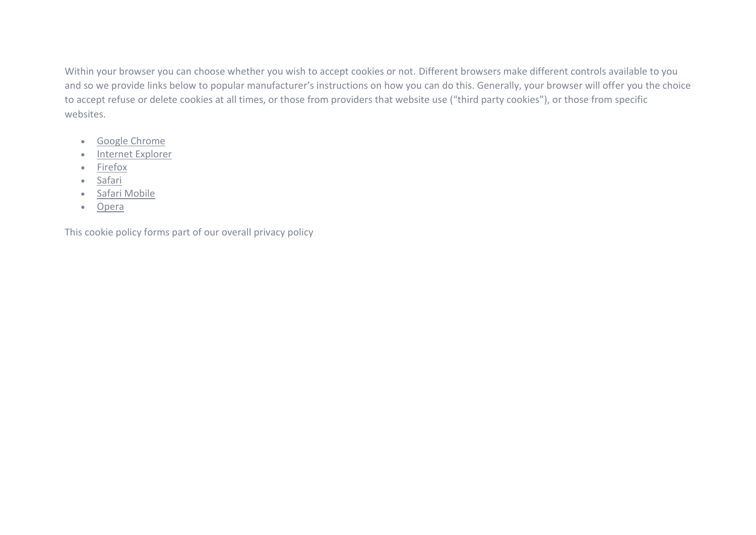Within your browser you can choose whether you wish to accept cookies or not. Different browsers make different controls available to you and so we provide links below to popular manufacturer's instructions on how you can do this. Generally, your browser will offer you the choice to accept refuse or delete cookies at all times, or those from providers that website use ("third party cookies"), or those from specific websites.

- Google Chrome
- Internet Explorer
- Firefox
- Safari
- Safari Mobile
- Opera

This cookie policy forms part of our overall privacy policy